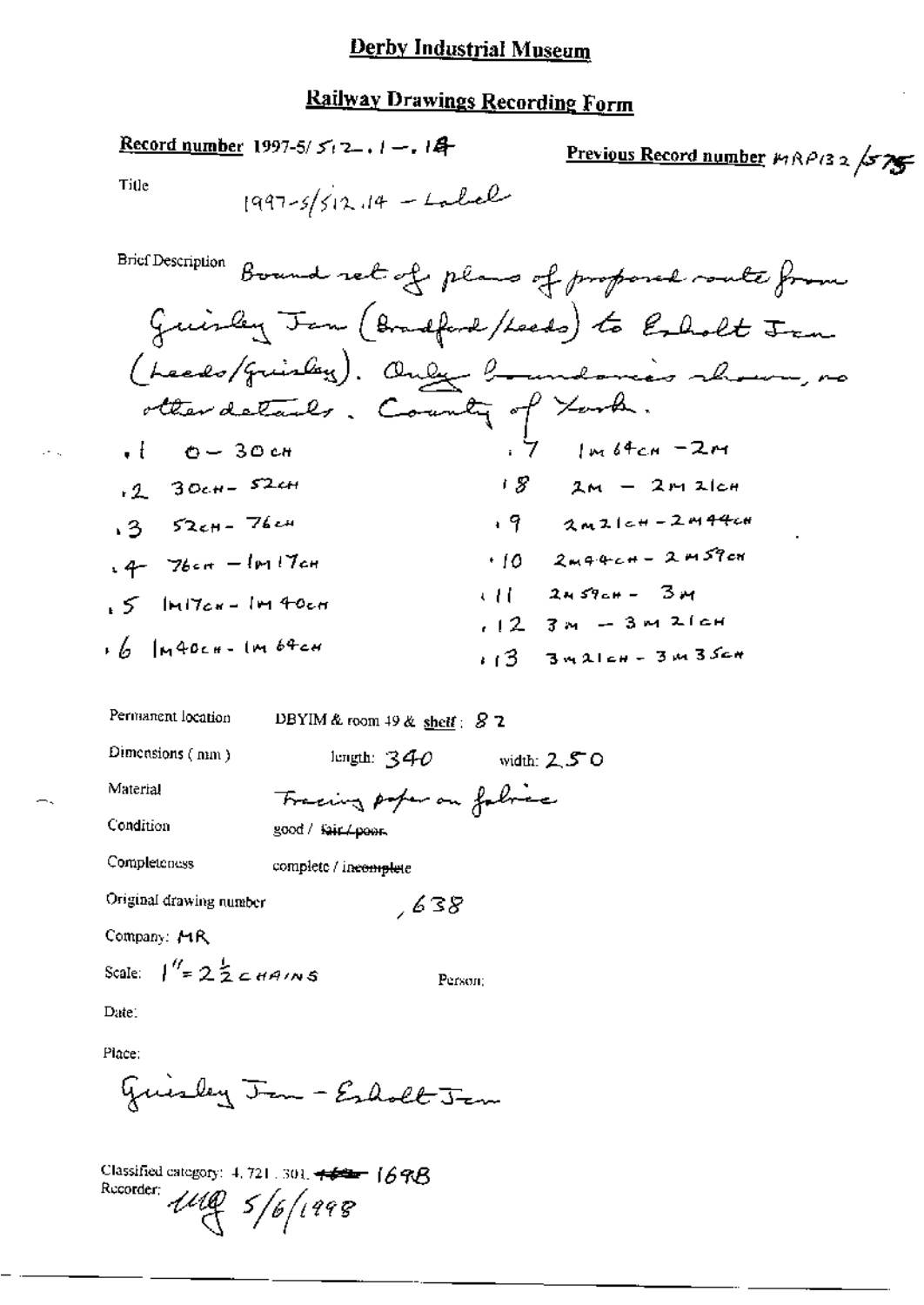# Derby Industrial Museum

## Railway Drawings Recording Form

**Record number** 1997-5/512.1-.14

**Previous Record number** MRP132/575

Title

1997-5/512.14 - Label

Brief Description

Bound set of plans of proposed route from Guisley Jcn (Bradford/Leeds) to Esholt Jcn (Leeds/Guisley). Only boundaries shown, no other details. County of York.

| | | | |
|---|---|---|---|
| .1 | 0 - 30CH | .7 | 1M 64CH - 2M |
| .2 | 30CH - 52CH | .8 | 2M - 2M 21CH |
| .3 | 52CH - 76CH | .9 | 2M 21CH - 2M 44CH |
| .4 | 76CH - 1M 17CH | .10 | 2M 44CH - 2M 59CH |
| .5 | 1M 17CH - 1M 40CH | .11 | 2M 59CH - 3M |
| .6 | 1M 40CH - 1M 64CH | .12 | 3M - 3M 21CH |
| | | .13 | 3M 21CH - 3M 35CH |

Permanent location DBYIM & room 49 & shelf: 82

Dimensions (mm) length: 340 width: 250

Material Tracing paper on fabric

Condition good / ~~fair / poor~~

Completeness complete / ~~incomplete~~

Original drawing number ,638

Company: MR

Scale: 1" = 2½ CHAINS Person:

Date:

Place:

Guisley Jcn - Esholt Jcn

Classified category: 4.721.301. ~~4~~ 169B

Recorder: [signature] 5/6/1998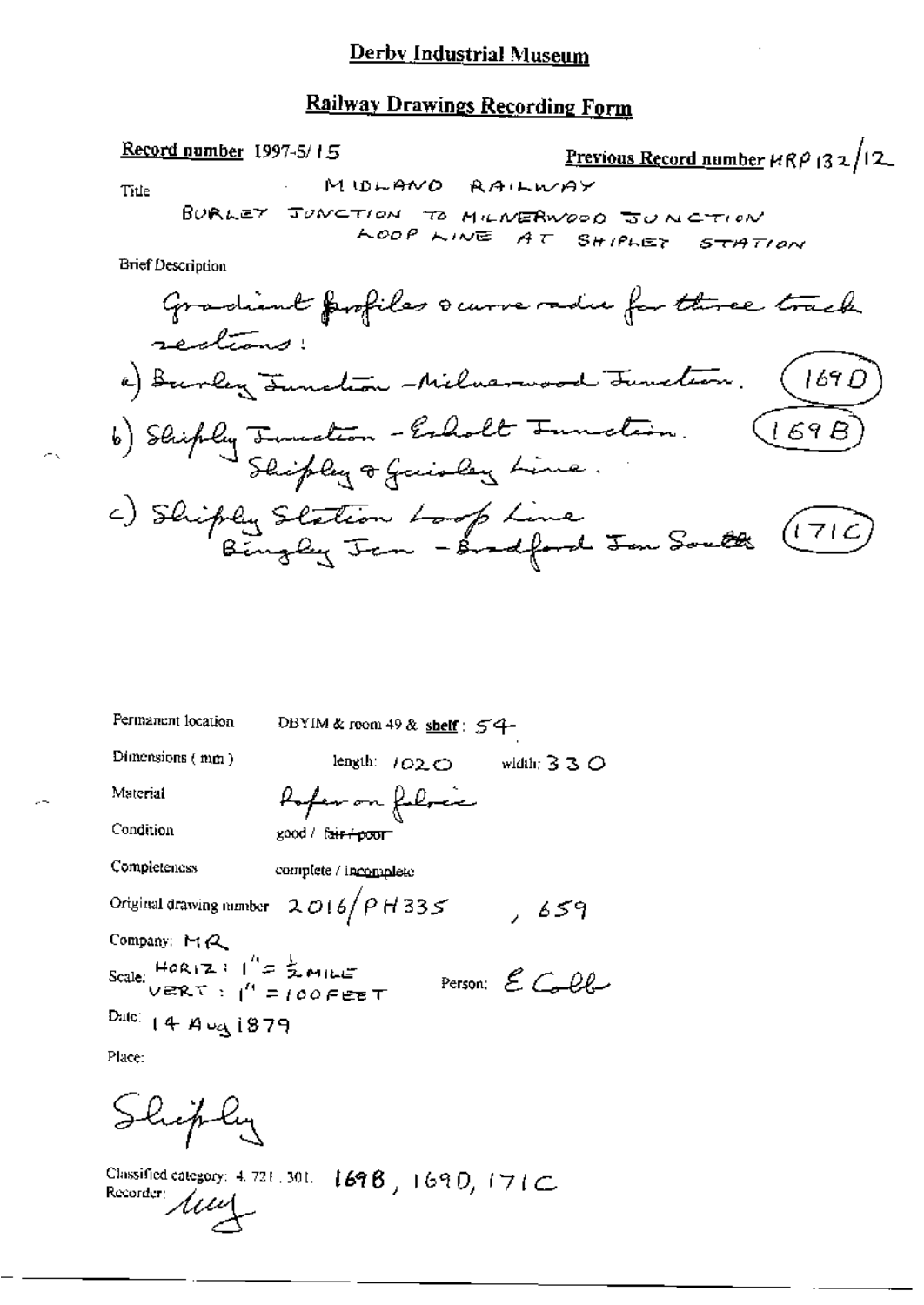# Derby Industrial Museum

## Railway Drawings Recording Form

**Record number** 1997-5/15

**Previous Record number** HRP 132/12

Title

MIDLAND RAILWAY
BURLEY JUNCTION TO MILNERWOOD JUNCTION
LOOP LINE AT SHIPLEY STATION

Brief Description

Gradient profiles & curve radii for three track sections:

a) Burley Junction - Milnerwood Junction. (169D)

b) Shipley Junction - Esholt Junction. (169B)
Shipley & Guiseley Line.

c) Shipley Station Loop Line
Bingley Jcn - Bradford Jcn South (171C)

Permanent location: DBYIM & room 49 & **shelf**: 54

Dimensions (mm): length: 1020 width: 330

Material: Paper on fabric

Condition: good / ~~fair / poor~~

Completeness: complete / incomplete

Original drawing number: 2016/PH335 , 659

Company: MR

Scale: HORIZ: 1" = ½ MILE
VERT: 1" = 100 FEET

Person: E Cobb

Date: 14 Aug 1879

Place:

Shipley

Classified category: 4. 721. 301. 169B, 169D, 171C

Recorder: lly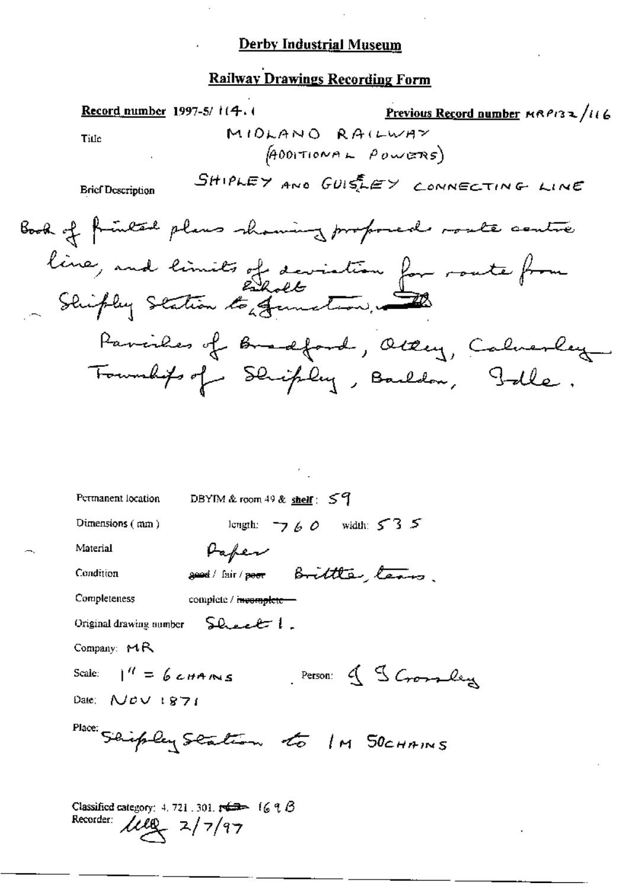# Derby Industrial Museum

## Railway Drawings Recording Form

**Record number** 1997-5/ 114.1 **Previous Record number** MRP132/116

Title MIDLAND RAILWAY (ADDITIONAL POWERS)

Brief Description SHIPLEY AND GUISELEY CONNECTING LINE

Book of printed plans showing proposed route centre line, and limits of deviation for route from Shipley Station to Esholt Junction.

Parishes of Bradford, Otley, Calverley
Townships of Shipley, Baildon, Idle.

Permanent location DBYIM & room 49 & **shelf**: 59

Dimensions (mm) length: 760 width: 535

Material Paper

Condition ~~good~~ / fair / ~~poor~~ Brittle, tears.

Completeness complete / ~~incomplete~~

Original drawing number Sheet 1.

Company: MR

Scale: 1" = 6 CHAINS Person: J S Crossley

Date: NOV 1871

Place: Shipley Station to 1M 50CHAINS

Classified category: 4. 721. 301. ~~163~~ 169B
Recorder: [signature] 2/7/97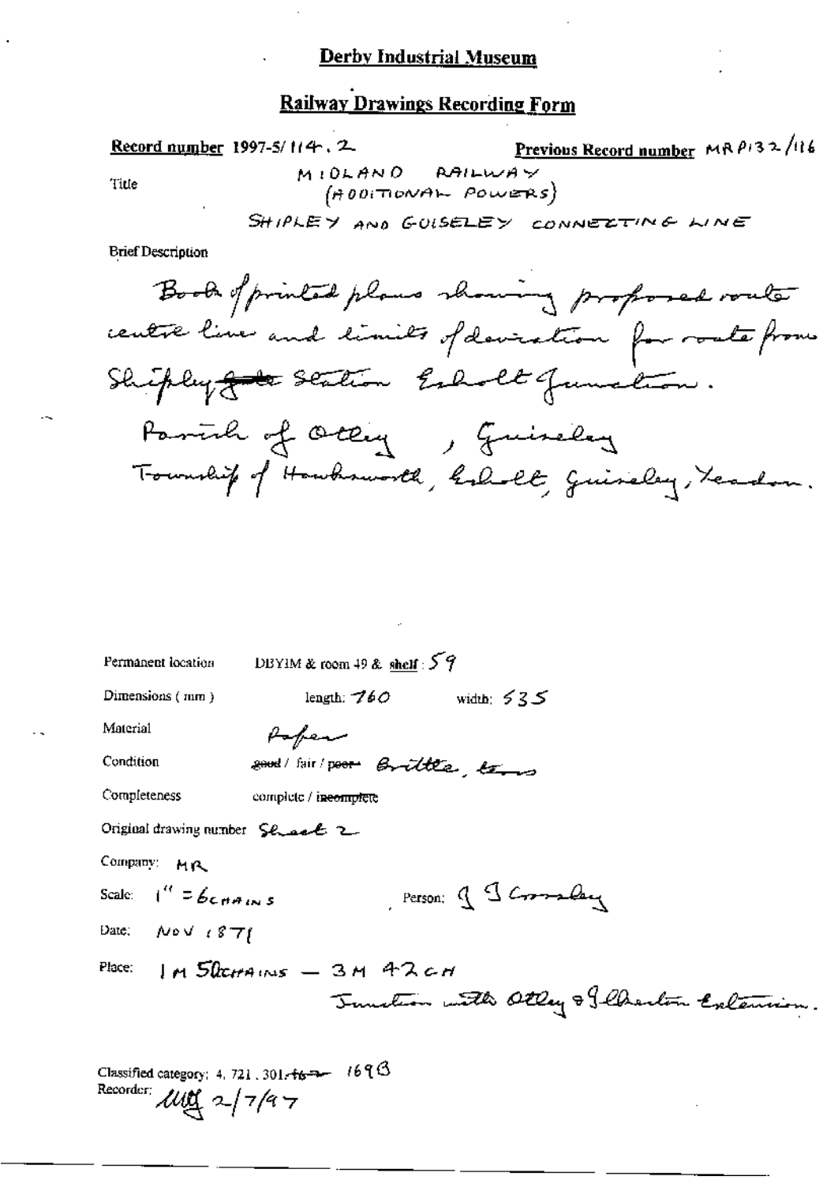# Derby Industrial Museum

## Railway Drawings Recording Form

**Record number** 1997-5/114.2

**Previous Record number** MRP132/116

Title

MIDLAND RAILWAY
(ADDITIONAL POWERS)

SHIPLEY AND GUISELEY CONNECTING LINE

Brief Description

Book of printed plans showing proposed route centre line and limits of deviation for route from Shipley ~~gate~~ Station Esholt Junction.
Parish of Otley, Guiseley
Township of Hawksworth, Esholt, Guiseley, Yeadon.

Permanent location DBYIM & room 49 & **shelf**: 59

Dimensions (mm) length: 760 width: 535

Material Paper

Condition ~~good~~ / fair / ~~poor~~ Brittle, tears

Completeness complete / ~~incomplete~~

Original drawing number Sheet 2

Company: MR

Scale: 1" = 6 CHAINS

Person: J S Crossley

Date: NOV 1871

Place: 1 M 50 CHAINS — 3 M 42 CH
Junction with Otley & Ilkley Extension.

Classified category: 4. 721. 301. ~~16~~ 169B

Recorder: MG 2/7/97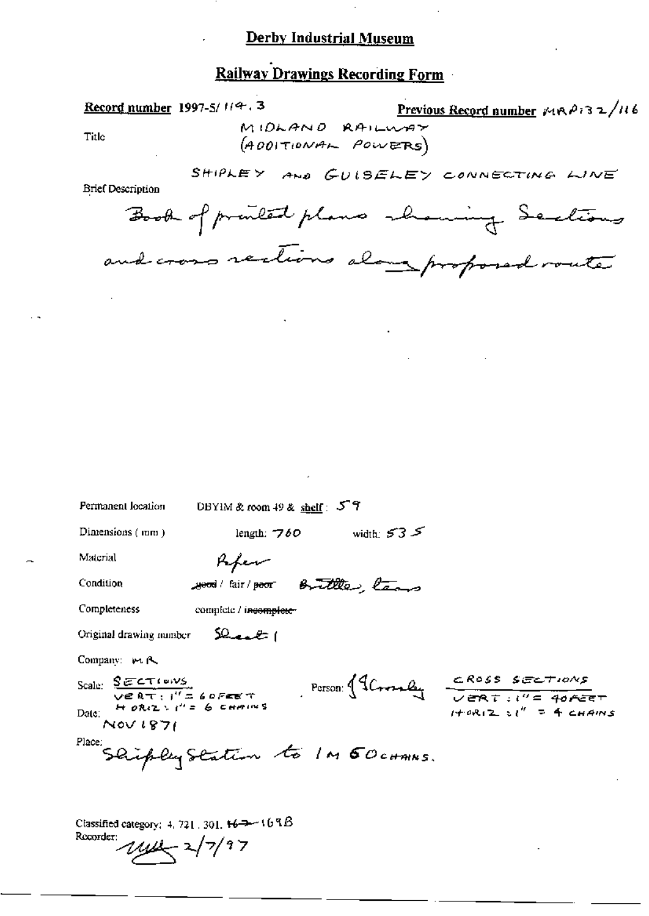# Derby Industrial Museum

## Railway Drawings Recording Form

**Record number** 1997-5/114.3

**Previous Record number** MRP132/116

Title: MIDLAND RAILWAY (ADDITIONAL POWERS)

SHIPLEY AND GUISELEY CONNECTING LINE

Brief Description: Book of printed plans showing Sections and cross sections along proposed route

Permanent location: DBYIM & room 49 & **shelf**: 59

Dimensions (mm): length: 760 width: 535

Material: Paper

Condition: ~~good~~ / fair / ~~poor~~ Brittle, tears

Completeness: complete / ~~incomplete~~

Original drawing number: Sheet 1

Company: MR

Scale: SECTIONS VERT: 1" = 60 FEET HORIZ: 1" = 6 CHAINS

Person: J G Crosley

CROSS SECTIONS VERT: 1" = 40 FEET HORIZ: 1" = 4 CHAINS

Date: NOV 1871

Place: Shipley Station to 1M 60 CHAINS.

Classified category: 4.721.301. ~~167~~ 169B

Recorder: [signature] 2/7/97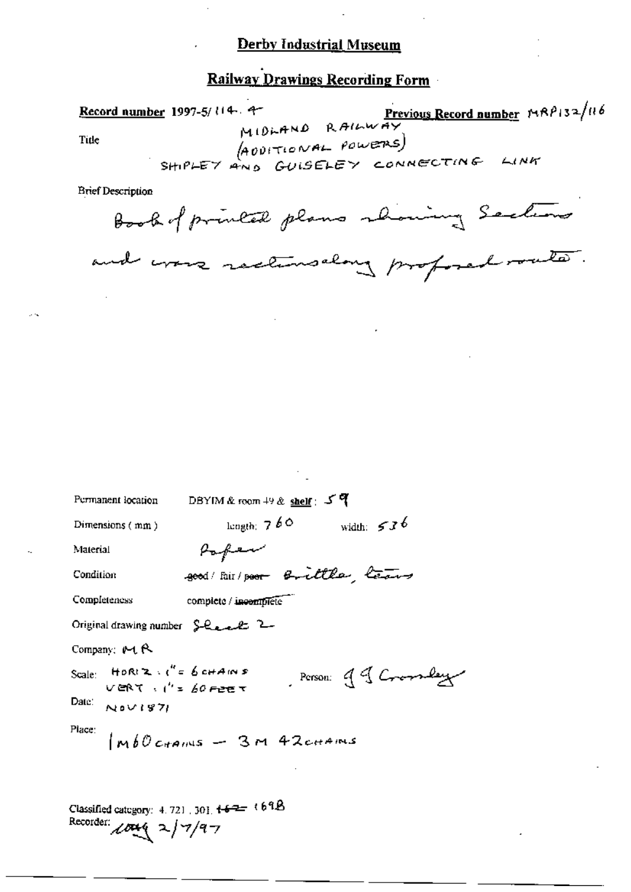# Derby Industrial Museum

## Railway Drawings Recording Form

**Record number** 1997-5/114. 4 **Previous Record number** MRP132/116

Title MIDLAND RAILWAY (ADDITIONAL POWERS) SHIPLEY AND GUISELEY CONNECTING LINK

Brief Description

Book of printed plans showing Sections and cross sections along proposed route.

Permanent location DBYIM & room 49 & **shelf**: 59

Dimensions (mm) length: 760 width: 536

Material Paper

Condition ~~good~~ / fair / ~~poor~~ Brittle, tears

Completeness complete / ~~incomplete~~

Original drawing number Sheet 2

Company: MR

Scale: HORIZ : 1" = 6 CHAINS VERT : 1" = 60 FEET Person: J J Crossley

Date: NOV 1871

Place: 1M 60 CHAINS — 3M 42 CHAINS

Classified category: 4. 721. 301. ~~162~~ 169B
Recorder: LOAG 2/7/97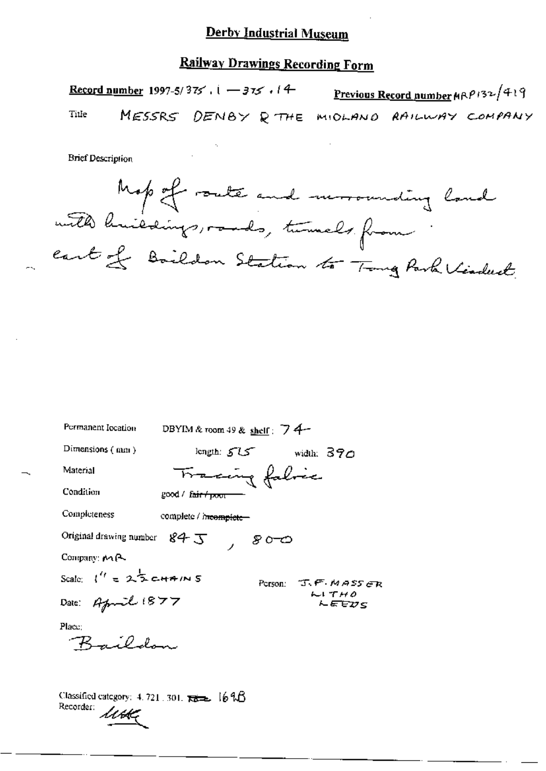# Derby Industrial Museum

## Railway Drawings Recording Form

**Record number** 1997-5/375.1 — 375.14 **Previous Record number** MRP132/419

Title MESSRS DENBY & THE MIDLAND RAILWAY COMPANY

Brief Description

Map of route and surrounding land with buildings, roads, tunnels from east of Baildon Station to Tong Park Viaduct

Permanent location DBYIM & room 49 & shelf: 74

Dimensions (mm) length: 515 width: 390

Material Tracing fabric

Condition good / ~~fair / poor~~

Completeness complete / ~~incomplete~~

Original drawing number 84 J, 800

Company: MR

Scale: 1" = 2½ CHAINS

Person: J.F. MASSER LITHO LEEDS

Date: April 1877

Place:
Baildon

Classified category: 4.721.301. ~~TO~~ 169B
Recorder: UHK